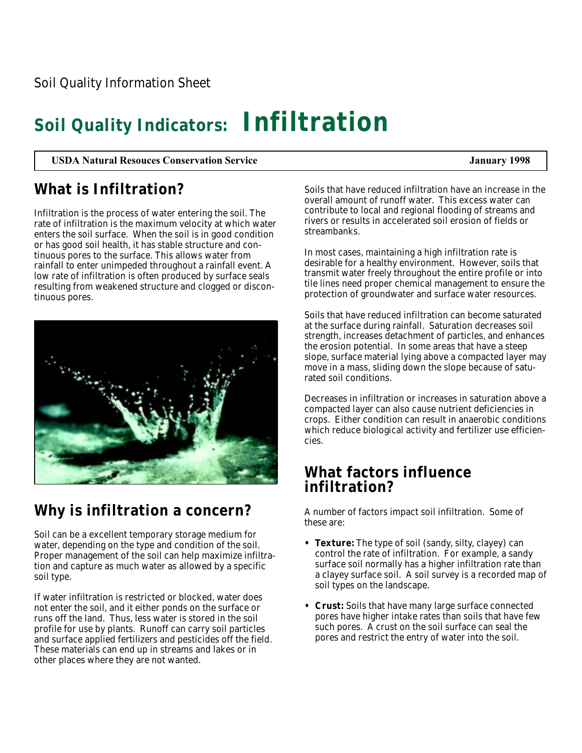Soil Quality Information Sheet

# Soil Quality Indicators: Infiltration

**USDA Natural Resouces Conservation Service** **January 1998**

## What is Infiltration?

Infiltration is the process of water entering the soil. The rate of infiltration is the maximum velocity at which water enters the soil surface. When the soil is in good condition or has good soil health, it has stable structure and continuous pores to the surface. This allows water from rainfall to enter unimpeded throughout a rainfall event. A low rate of infiltration is often produced by surface seals resulting from weakened structure and clogged or discontinuous pores.

## Why is infiltration a concern?

Soil can be a excellent temporary storage medium for water, depending on the type and condition of the soil. Proper management of the soil can help maximize infiltration and capture as much water as allowed by a specific soil type.

If water infiltration is restricted or blocked, water does not enter the soil, and it either ponds on the surface or runs off the land. Thus, less water is stored in the soil profile for use by plants. Runoff can carry soil particles and surface applied fertilizers and pesticides off the field. These materials can end up in streams and lakes or in other places where they are not wanted.

Soils that have reduced infiltration have an increase in the overall amount of runoff water. This excess water can contribute to local and regional flooding of streams and rivers or results in accelerated soil erosion of fields or streambanks.

In most cases, maintaining a high infiltration rate is desirable for a healthy environment. However, soils that transmit water freely throughout the entire profile or into tile lines need proper chemical management to ensure the protection of groundwater and surface water resources.

Soils that have reduced infiltration can become saturated at the surface during rainfall. Saturation decreases soil strength, increases detachment of particles, and enhances the erosion potential. In some areas that have a steep slope, surface material lying above a compacted layer may move in a mass, sliding down the slope because of saturated soil conditions.

Decreases in infiltration or increases in saturation above a compacted layer can also cause nutrient deficiencies in crops. Either condition can result in anaerobic conditions which reduce biological activity and fertilizer use efficiencies.

## What factors influence infiltration?

A number of factors impact soil infiltration. Some of these are:

- **Texture:** The type of soil (sandy, silty, clayey) can control the rate of infiltration. For example, a sandy surface soil normally has a higher infiltration rate than a clayey surface soil. A soil survey is a recorded map of soil types on the landscape.
- **Crust:** Soils that have many large surface connected pores have higher intake rates than soils that have few such pores. A crust on the soil surface can seal the pores and restrict the entry of water into the soil.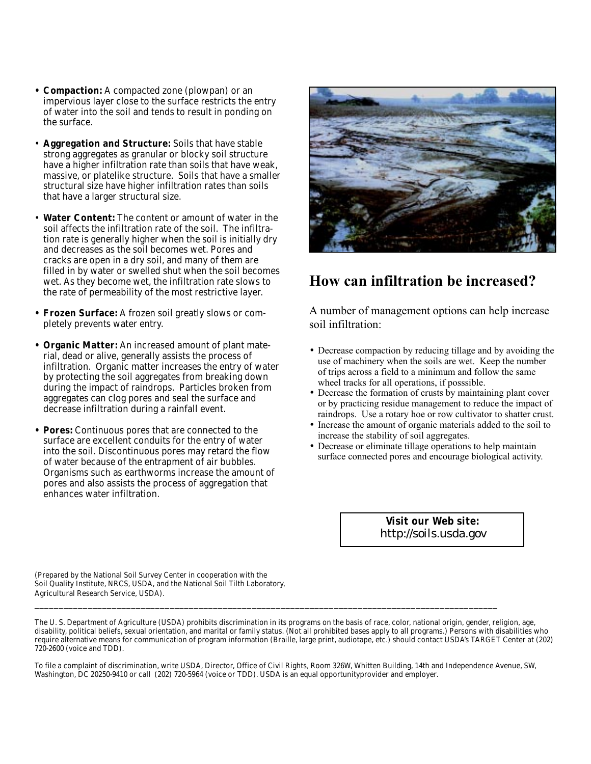- **Compaction:** A compacted zone (plowpan) or an impervious layer close to the surface restricts the entry of water into the soil and tends to result in ponding on the surface.
- **Aggregation and Structure:** Soils that have stable strong aggregates as granular or blocky soil structure have a higher infiltration rate than soils that have weak, massive, or platelike structure. Soils that have a smaller structural size have higher infiltration rates than soils that have a larger structural size.
- **Water Content:** The content or amount of water in the soil affects the infiltration rate of the soil. The infiltration rate is generally higher when the soil is initially dry and decreases as the soil becomes wet. Pores and cracks are open in a dry soil, and many of them are filled in by water or swelled shut when the soil becomes wet. As they become wet, the infiltration rate slows to the rate of permeability of the most restrictive layer.
- **Frozen Surface:** A frozen soil greatly slows or completely prevents water entry.
- **Organic Matter:** An increased amount of plant material, dead or alive, generally assists the process of infiltration. Organic matter increases the entry of water by protecting the soil aggregates from breaking down during the impact of raindrops. Particles broken from aggregates can clog pores and seal the surface and decrease infiltration during a rainfall event.
- **Pores:** Continuous pores that are connected to the surface are excellent conduits for the entry of water into the soil. Discontinuous pores may retard the flow of water because of the entrapment of air bubbles. Organisms such as earthworms increase the amount of pores and also assists the process of aggregation that enhances water infiltration.

## How can infiltration be increased?

A number of management options can help increase soil infiltration:

- Decrease compaction by reducing tillage and by avoiding the use of machinery when the soils are wet. Keep the number of trips across a field to a minimum and follow the same wheel tracks for all operations, if posssible.
- Decrease the formation of crusts by maintaining plant cover or by practicing residue management to reduce the impact of raindrops. Use a rotary hoe or row cultivator to shatter crust.
- Increase the amount of organic materials added to the soil to increase the stability of soil aggregates.
- Decrease or eliminate tillage operations to help maintain surface connected pores and encourage biological activity.

**Visit our Web site:**
http://soils.usda.gov

(Prepared by the National Soil Survey Center in cooperation with the Soil Quality Institute, NRCS, USDA, and the National Soil Tilth Laboratory, Agricultural Research Service, USDA).

---

The U. S. Department of Agriculture (USDA) prohibits discrimination in its programs on the basis of race, color, national origin, gender, religion, age, disability, political beliefs, sexual orientation, and marital or family status. (Not all prohibited bases apply to all programs.) Persons with disabilities who require alternative means for communication of program information (Braille, large print, audiotape, etc.) should contact USDA's TARGET Center at (202) 720-2600 (voice and TDD).

To file a complaint of discrimination, write USDA, Director, Office of Civil Rights, Room 326W, Whitten Building, 14th and Independence Avenue, SW, Washington, DC 20250-9410 or call (202) 720-5964 (voice or TDD). USDA is an equal opportunityprovider and employer.